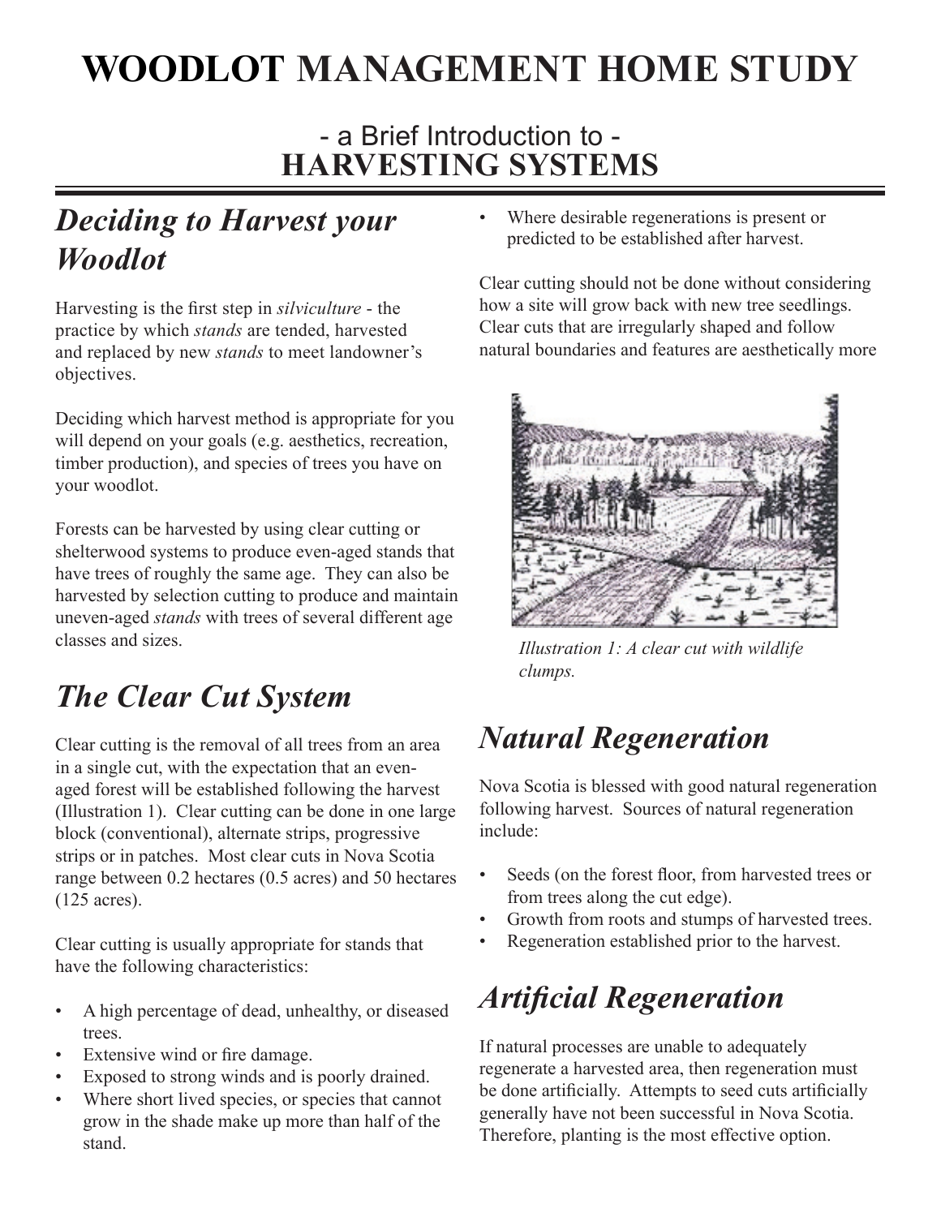# WOODLOT MANAGEMENT HOME STUDY

## - a Brief Introduction to - HARVESTING SYSTEMS

## *Deciding to Harvest your Woodlot*

Harvesting is the first step in *silviculture* - the practice by which *stands* are tended, harvested and replaced by new *stands* to meet landowner's objectives.

Deciding which harvest method is appropriate for you will depend on your goals (e.g. aesthetics, recreation, timber production), and species of trees you have on your woodlot.

Forests can be harvested by using clear cutting or shelterwood systems to produce even-aged stands that have trees of roughly the same age. They can also be harvested by selection cutting to produce and maintain uneven-aged *stands* with trees of several different age classes and sizes.

## *The Clear Cut System*

Clear cutting is the removal of all trees from an area in a single cut, with the expectation that an even-aged forest will be established following the harvest (Illustration 1). Clear cutting can be done in one large block (conventional), alternate strips, progressive strips or in patches. Most clear cuts in Nova Scotia range between 0.2 hectares (0.5 acres) and 50 hectares (125 acres).

Clear cutting is usually appropriate for stands that have the following characteristics:

- A high percentage of dead, unhealthy, or diseased trees.
- Extensive wind or fire damage.
- Exposed to strong winds and is poorly drained.
- Where short lived species, or species that cannot grow in the shade make up more than half of the stand.
- Where desirable regenerations is present or predicted to be established after harvest.

Clear cutting should not be done without considering how a site will grow back with new tree seedlings. Clear cuts that are irregularly shaped and follow natural boundaries and features are aesthetically more

*Illustration 1: A clear cut with wildlife clumps.*

## *Natural Regeneration*

Nova Scotia is blessed with good natural regeneration following harvest. Sources of natural regeneration include:

- Seeds (on the forest floor, from harvested trees or from trees along the cut edge).
- Growth from roots and stumps of harvested trees.
- Regeneration established prior to the harvest.

## *Artificial Regeneration*

If natural processes are unable to adequately regenerate a harvested area, then regeneration must be done artificially. Attempts to seed cuts artificially generally have not been successful in Nova Scotia. Therefore, planting is the most effective option.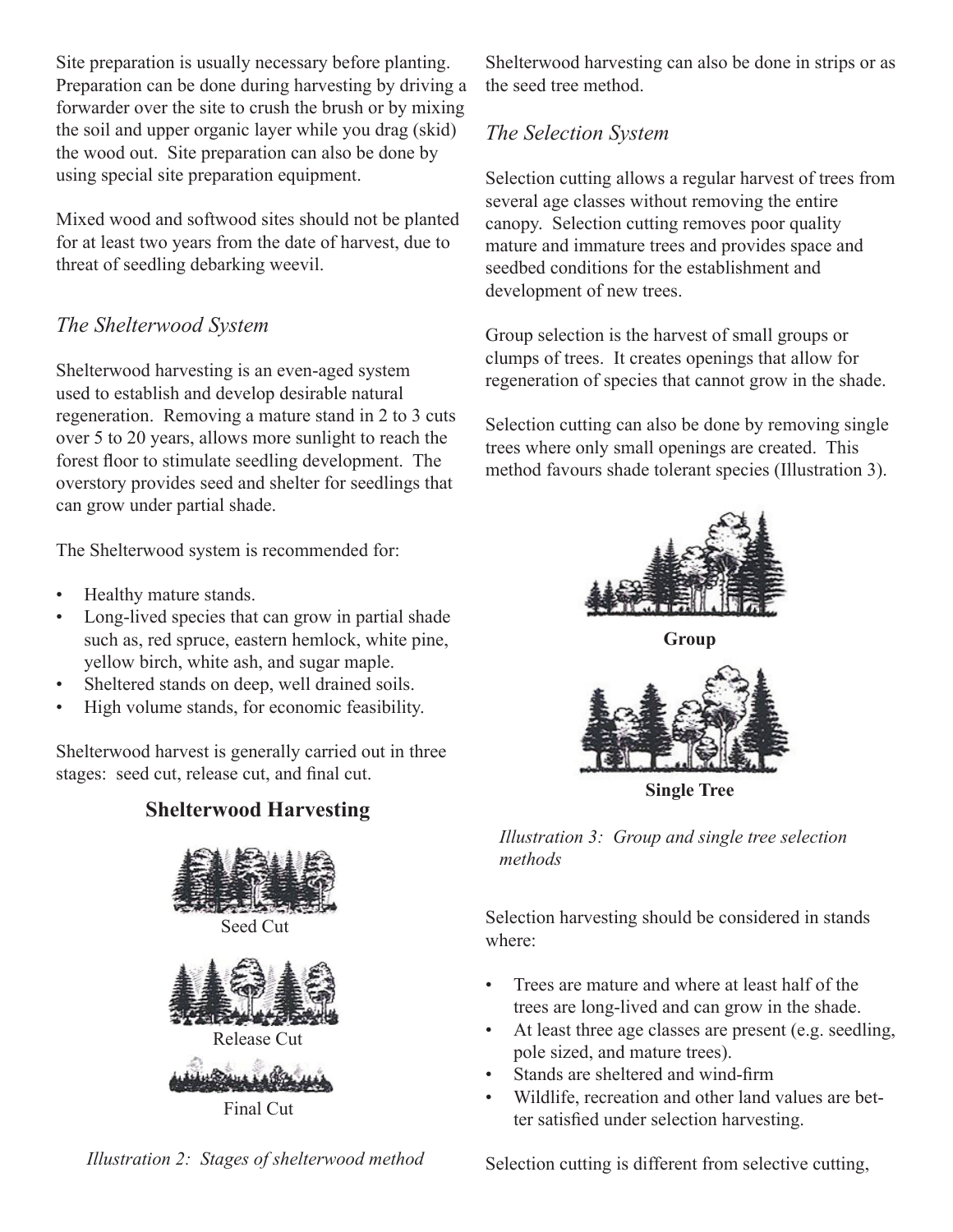Site preparation is usually necessary before planting. Preparation can be done during harvesting by driving a forwarder over the site to crush the brush or by mixing the soil and upper organic layer while you drag (skid) the wood out. Site preparation can also be done by using special site preparation equipment.

Mixed wood and softwood sites should not be planted for at least two years from the date of harvest, due to threat of seedling debarking weevil.

### *The Shelterwood System*

Shelterwood harvesting is an even-aged system used to establish and develop desirable natural regeneration. Removing a mature stand in 2 to 3 cuts over 5 to 20 years, allows more sunlight to reach the forest floor to stimulate seedling development. The overstory provides seed and shelter for seedlings that can grow under partial shade.

The Shelterwood system is recommended for:

- Healthy mature stands.
- Long-lived species that can grow in partial shade such as, red spruce, eastern hemlock, white pine, yellow birch, white ash, and sugar maple.
- Sheltered stands on deep, well drained soils.
- High volume stands, for economic feasibility.

Shelterwood harvest is generally carried out in three stages: seed cut, release cut, and final cut.

**Shelterwood Harvesting**

Seed Cut

Release Cut

Final Cut

*Illustration 2: Stages of shelterwood method*

Shelterwood harvesting can also be done in strips or as the seed tree method.

### *The Selection System*

Selection cutting allows a regular harvest of trees from several age classes without removing the entire canopy. Selection cutting removes poor quality mature and immature trees and provides space and seedbed conditions for the establishment and development of new trees.

Group selection is the harvest of small groups or clumps of trees. It creates openings that allow for regeneration of species that cannot grow in the shade.

Selection cutting can also be done by removing single trees where only small openings are created. This method favours shade tolerant species (Illustration 3).

**Group**

**Single Tree**

*Illustration 3: Group and single tree selection methods*

Selection harvesting should be considered in stands where:

- Trees are mature and where at least half of the trees are long-lived and can grow in the shade.
- At least three age classes are present (e.g. seedling, pole sized, and mature trees).
- Stands are sheltered and wind-firm
- Wildlife, recreation and other land values are better satisfied under selection harvesting.

Selection cutting is different from selective cutting,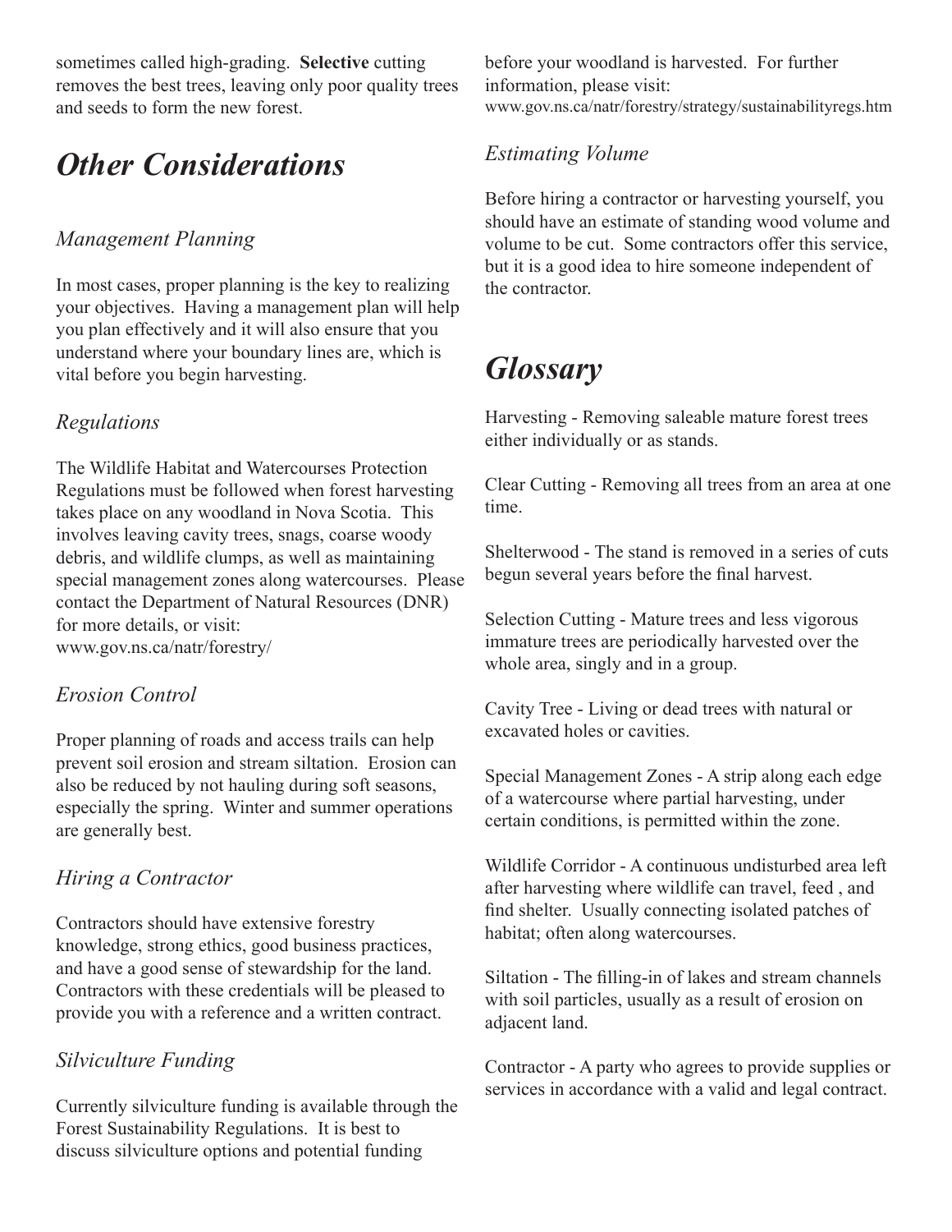sometimes called high-grading. **Selective** cutting removes the best trees, leaving only poor quality trees and seeds to form the new forest.

# *Other Considerations*

### *Management Planning*

In most cases, proper planning is the key to realizing your objectives. Having a management plan will help you plan effectively and it will also ensure that you understand where your boundary lines are, which is vital before you begin harvesting.

### *Regulations*

The Wildlife Habitat and Watercourses Protection Regulations must be followed when forest harvesting takes place on any woodland in Nova Scotia. This involves leaving cavity trees, snags, coarse woody debris, and wildlife clumps, as well as maintaining special management zones along watercourses. Please contact the Department of Natural Resources (DNR) for more details, or visit:
www.gov.ns.ca/natr/forestry/

### *Erosion Control*

Proper planning of roads and access trails can help prevent soil erosion and stream siltation. Erosion can also be reduced by not hauling during soft seasons, especially the spring. Winter and summer operations are generally best.

### *Hiring a Contractor*

Contractors should have extensive forestry knowledge, strong ethics, good business practices, and have a good sense of stewardship for the land. Contractors with these credentials will be pleased to provide you with a reference and a written contract.

### *Silviculture Funding*

Currently silviculture funding is available through the Forest Sustainability Regulations. It is best to discuss silviculture options and potential funding before your woodland is harvested. For further information, please visit:
www.gov.ns.ca/natr/forestry/strategy/sustainabilityregs.htm

### *Estimating Volume*

Before hiring a contractor or harvesting yourself, you should have an estimate of standing wood volume and volume to be cut. Some contractors offer this service, but it is a good idea to hire someone independent of the contractor.

# *Glossary*

Harvesting - Removing saleable mature forest trees either individually or as stands.

Clear Cutting - Removing all trees from an area at one time.

Shelterwood - The stand is removed in a series of cuts begun several years before the final harvest.

Selection Cutting - Mature trees and less vigorous immature trees are periodically harvested over the whole area, singly and in a group.

Cavity Tree - Living or dead trees with natural or excavated holes or cavities.

Special Management Zones - A strip along each edge of a watercourse where partial harvesting, under certain conditions, is permitted within the zone.

Wildlife Corridor - A continuous undisturbed area left after harvesting where wildlife can travel, feed , and find shelter. Usually connecting isolated patches of habitat; often along watercourses.

Siltation - The filling-in of lakes and stream channels with soil particles, usually as a result of erosion on adjacent land.

Contractor - A party who agrees to provide supplies or services in accordance with a valid and legal contract.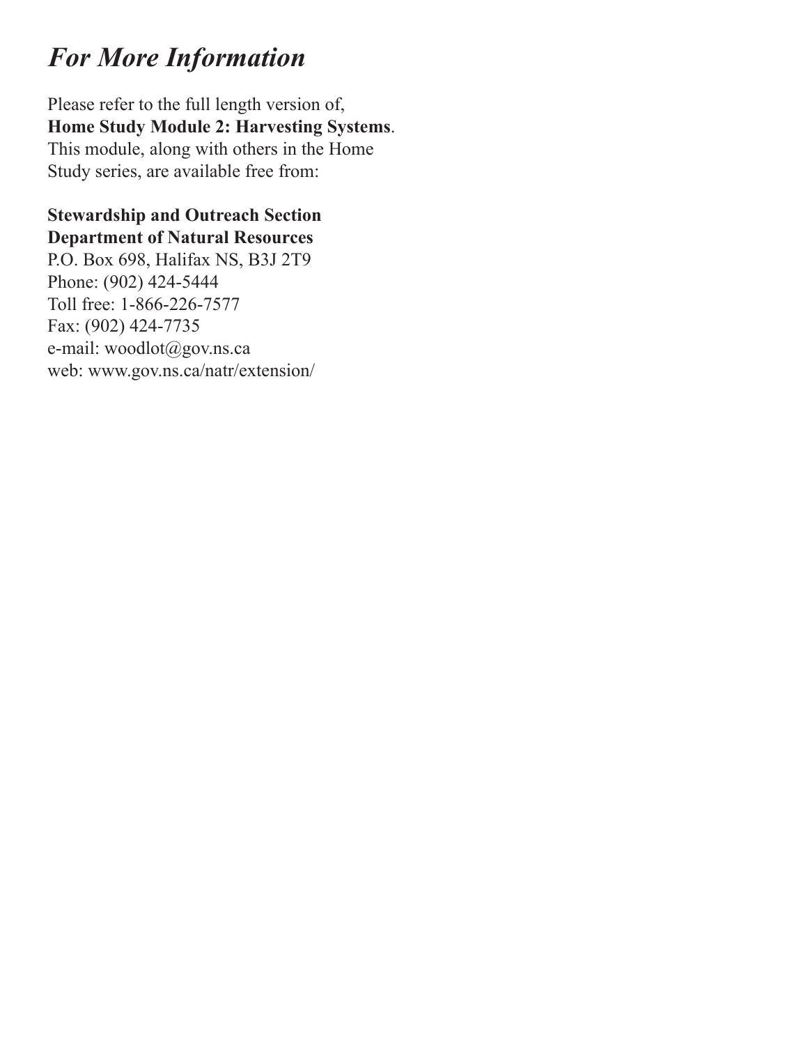# *For More Information*

Please refer to the full length version of,
**Home Study Module 2: Harvesting Systems**.
This module, along with others in the Home Study series, are available free from:

**Stewardship and Outreach Section**
**Department of Natural Resources**
P.O. Box 698, Halifax NS, B3J 2T9
Phone: (902) 424-5444
Toll free: 1-866-226-7577
Fax: (902) 424-7735
e-mail: woodlot@gov.ns.ca
web: www.gov.ns.ca/natr/extension/